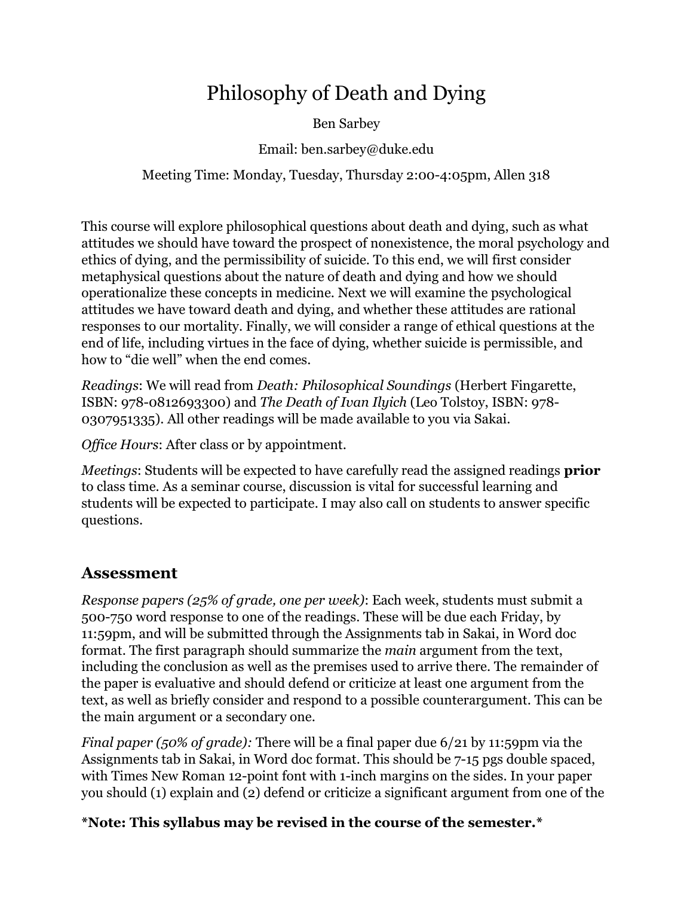# Philosophy of Death and Dying

Ben Sarbey

Email: ben.sarbey@duke.edu

Meeting Time: Monday, Tuesday, Thursday 2:00-4:05pm, Allen 318

This course will explore philosophical questions about death and dying, such as what attitudes we should have toward the prospect of nonexistence, the moral psychology and ethics of dying, and the permissibility of suicide. To this end, we will first consider metaphysical questions about the nature of death and dying and how we should operationalize these concepts in medicine. Next we will examine the psychological attitudes we have toward death and dying, and whether these attitudes are rational responses to our mortality. Finally, we will consider a range of ethical questions at the end of life, including virtues in the face of dying, whether suicide is permissible, and how to "die well" when the end comes.

*Readings*: We will read from *Death: Philosophical Soundings* (Herbert Fingarette, ISBN: 978-0812693300) and *The Death of Ivan Ilyich* (Leo Tolstoy, ISBN: 978-0307951335). All other readings will be made available to you via Sakai.

*Office Hours*: After class or by appointment.

*Meetings*: Students will be expected to have carefully read the assigned readings **prior** to class time. As a seminar course, discussion is vital for successful learning and students will be expected to participate. I may also call on students to answer specific questions.

## Assessment

*Response papers (25% of grade, one per week)*: Each week, students must submit a 500-750 word response to one of the readings. These will be due each Friday, by 11:59pm, and will be submitted through the Assignments tab in Sakai, in Word doc format. The first paragraph should summarize the *main* argument from the text, including the conclusion as well as the premises used to arrive there. The remainder of the paper is evaluative and should defend or criticize at least one argument from the text, as well as briefly consider and respond to a possible counterargument. This can be the main argument or a secondary one.

*Final paper (50% of grade):* There will be a final paper due 6/21 by 11:59pm via the Assignments tab in Sakai, in Word doc format. This should be 7-15 pgs double spaced, with Times New Roman 12-point font with 1-inch margins on the sides. In your paper you should (1) explain and (2) defend or criticize a significant argument from one of the

**\*Note: This syllabus may be revised in the course of the semester.\***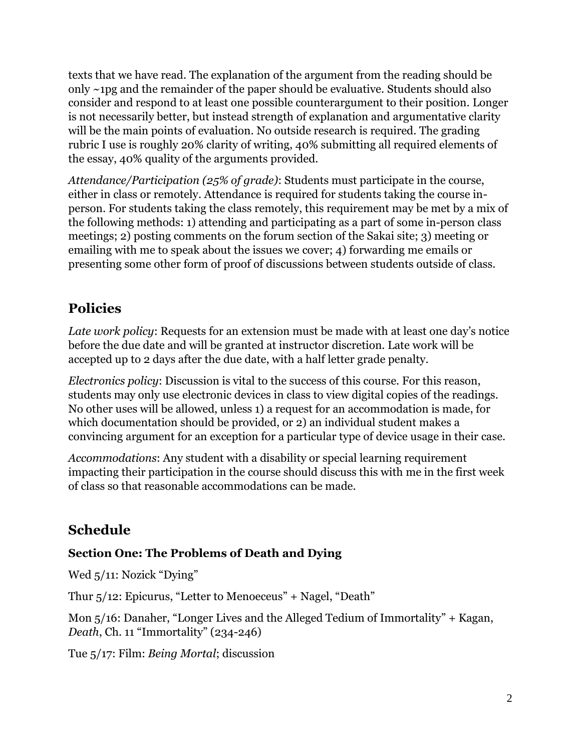texts that we have read. The explanation of the argument from the reading should be only ~1pg and the remainder of the paper should be evaluative. Students should also consider and respond to at least one possible counterargument to their position. Longer is not necessarily better, but instead strength of explanation and argumentative clarity will be the main points of evaluation. No outside research is required. The grading rubric I use is roughly 20% clarity of writing, 40% submitting all required elements of the essay, 40% quality of the arguments provided.

*Attendance/Participation (25% of grade)*: Students must participate in the course, either in class or remotely. Attendance is required for students taking the course in-person. For students taking the class remotely, this requirement may be met by a mix of the following methods: 1) attending and participating as a part of some in-person class meetings; 2) posting comments on the forum section of the Sakai site; 3) meeting or emailing with me to speak about the issues we cover; 4) forwarding me emails or presenting some other form of proof of discussions between students outside of class.

## Policies

*Late work policy*: Requests for an extension must be made with at least one day's notice before the due date and will be granted at instructor discretion. Late work will be accepted up to 2 days after the due date, with a half letter grade penalty.

*Electronics policy*: Discussion is vital to the success of this course. For this reason, students may only use electronic devices in class to view digital copies of the readings. No other uses will be allowed, unless 1) a request for an accommodation is made, for which documentation should be provided, or 2) an individual student makes a convincing argument for an exception for a particular type of device usage in their case.

*Accommodations*: Any student with a disability or special learning requirement impacting their participation in the course should discuss this with me in the first week of class so that reasonable accommodations can be made.

## Schedule

### Section One: The Problems of Death and Dying

Wed 5/11: Nozick "Dying"

Thur 5/12: Epicurus, "Letter to Menoeceus" + Nagel, "Death"

Mon 5/16: Danaher, "Longer Lives and the Alleged Tedium of Immortality" + Kagan, *Death*, Ch. 11 "Immortality" (234-246)

Tue 5/17: Film: *Being Mortal*; discussion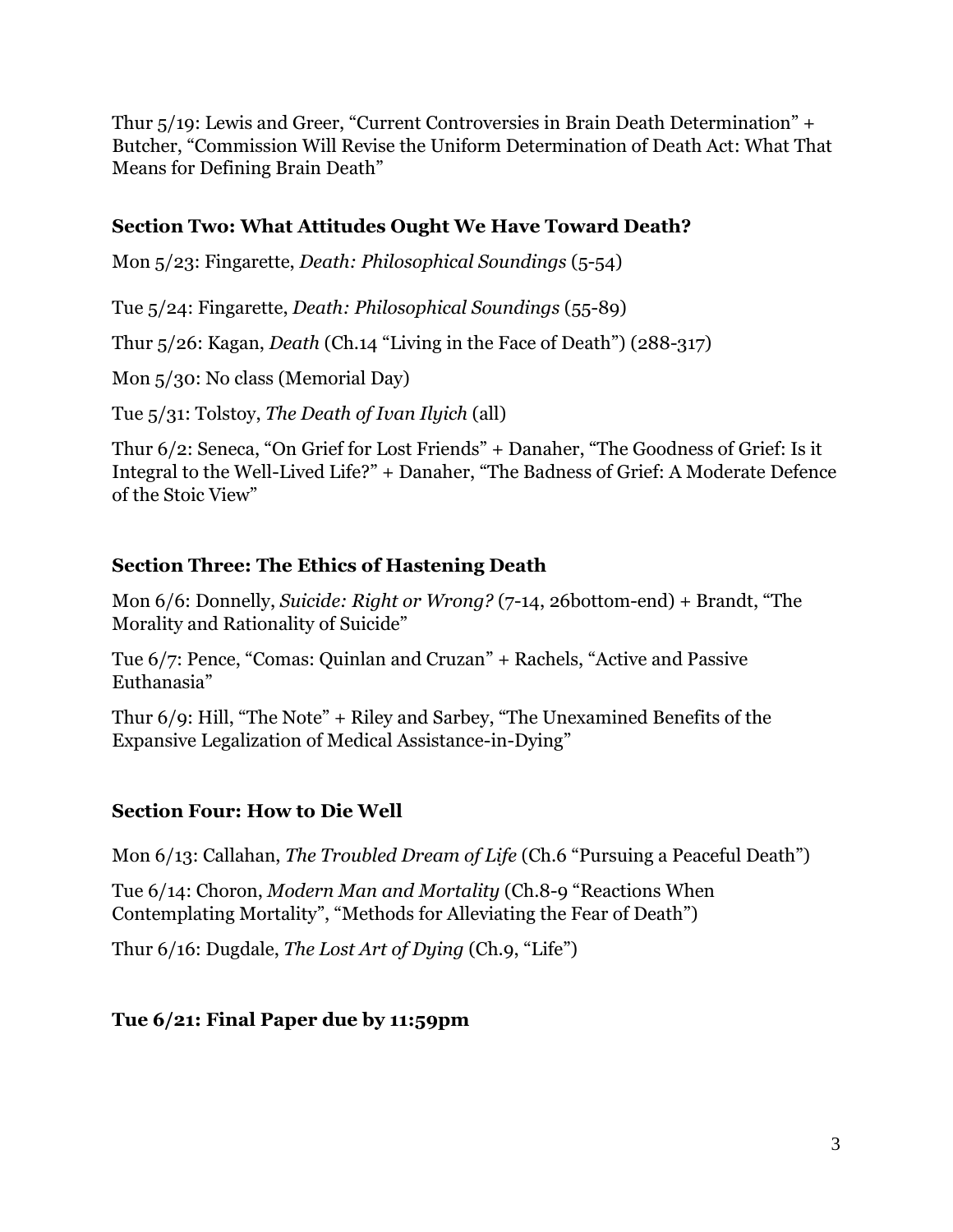Thur 5/19: Lewis and Greer, "Current Controversies in Brain Death Determination" + Butcher, "Commission Will Revise the Uniform Determination of Death Act: What That Means for Defining Brain Death"

**Section Two: What Attitudes Ought We Have Toward Death?**

Mon 5/23: Fingarette, *Death: Philosophical Soundings* (5-54)

Tue 5/24: Fingarette, *Death: Philosophical Soundings* (55-89)

Thur 5/26: Kagan, *Death* (Ch.14 "Living in the Face of Death") (288-317)

Mon 5/30: No class (Memorial Day)

Tue 5/31: Tolstoy, *The Death of Ivan Ilyich* (all)

Thur 6/2: Seneca, "On Grief for Lost Friends" + Danaher, "The Goodness of Grief: Is it Integral to the Well-Lived Life?" + Danaher, "The Badness of Grief: A Moderate Defence of the Stoic View"

**Section Three: The Ethics of Hastening Death**

Mon 6/6: Donnelly, *Suicide: Right or Wrong?* (7-14, 26bottom-end) + Brandt, "The Morality and Rationality of Suicide"

Tue 6/7: Pence, "Comas: Quinlan and Cruzan" + Rachels, "Active and Passive Euthanasia"

Thur 6/9: Hill, "The Note" + Riley and Sarbey, "The Unexamined Benefits of the Expansive Legalization of Medical Assistance-in-Dying"

**Section Four: How to Die Well**

Mon 6/13: Callahan, *The Troubled Dream of Life* (Ch.6 "Pursuing a Peaceful Death")

Tue 6/14: Choron, *Modern Man and Mortality* (Ch.8-9 "Reactions When Contemplating Mortality", "Methods for Alleviating the Fear of Death")

Thur 6/16: Dugdale, *The Lost Art of Dying* (Ch.9, "Life")

**Tue 6/21: Final Paper due by 11:59pm**